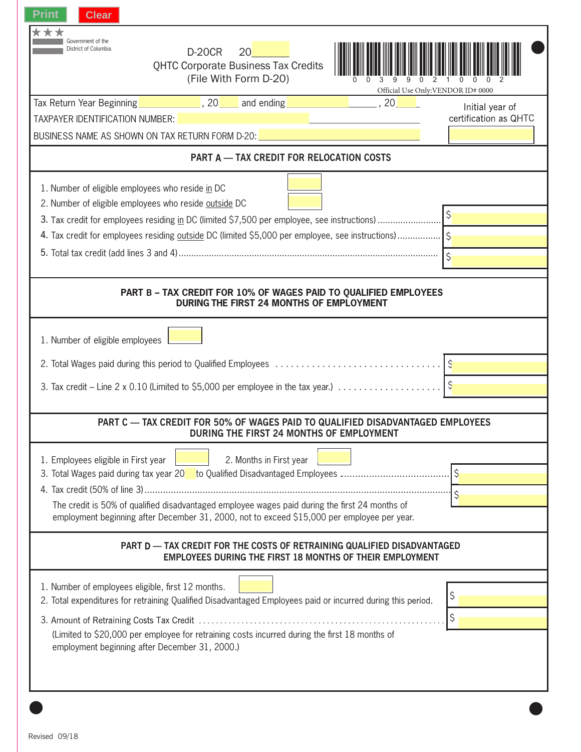Print Clear

Government of the District of Columbia

**D-20CR 20____**

**QHTC Corporate Business Tax Credits**

**(File With Form D-20)**

0 0 3 9 9 0 2 1 0 0 0 2

Official Use Only:VENDOR ID# 0000

Tax Return Year Beginning ____________, 20____ and ending ____________, 20____

TAXPAYER IDENTIFICATION NUMBER: ____________________

BUSINESS NAME AS SHOWN ON TAX RETURN FORM D-20: ____________________

Initial year of certification as QHTC ________

## PART A — TAX CREDIT FOR RELOCATION COSTS

1. Number of eligible employees who reside in DC ________
2. Number of eligible employees who reside outside DC ________
3. Tax credit for employees residing in DC (limited $7,500 per employee, see instructions) .................... $ ________
4. Tax credit for employees residing outside DC (limited $5,000 per employee, see instructions) .................... $ ________
5. Total tax credit (add lines 3 and 4) .................... $ ________

## PART B – TAX CREDIT FOR 10% OF WAGES PAID TO QUALIFIED EMPLOYEES DURING THE FIRST 24 MONTHS OF EMPLOYMENT

1. Number of eligible employees ________
2. Total Wages paid during this period to Qualified Employees .................... $ ________
3. Tax credit – Line 2 x 0.10 (Limited to $5,000 per employee in the tax year.) .................... $ ________

## PART C — TAX CREDIT FOR 50% OF WAGES PAID TO QUALIFIED DISADVANTAGED EMPLOYEES DURING THE FIRST 24 MONTHS OF EMPLOYMENT

1. Employees eligible in First year ________ 2. Months in First year ________
3. Total Wages paid during tax year 20____ to Qualified Disadvantaged Employees .................... $ ________
4. Tax credit (50% of line 3) .................... $ ________

The credit is 50% of qualified disadvantaged employee wages paid during the first 24 months of employment beginning after December 31, 2000, not to exceed $15,000 per employee per year.

## PART D — TAX CREDIT FOR THE COSTS OF RETRAINING QUALIFIED DISADVANTAGED EMPLOYEES DURING THE FIRST 18 MONTHS OF THEIR EMPLOYMENT

1. Number of employees eligible, first 12 months. ________
2. Total expenditures for retraining Qualified Disadvantaged Employees paid or incurred during this period. $ ________
3. Amount of Retraining Costs Tax Credit .................... $ ________

(Limited to $20,000 per employee for retraining costs incurred during the first 18 months of employment beginning after December 31, 2000.)

Revised 09/18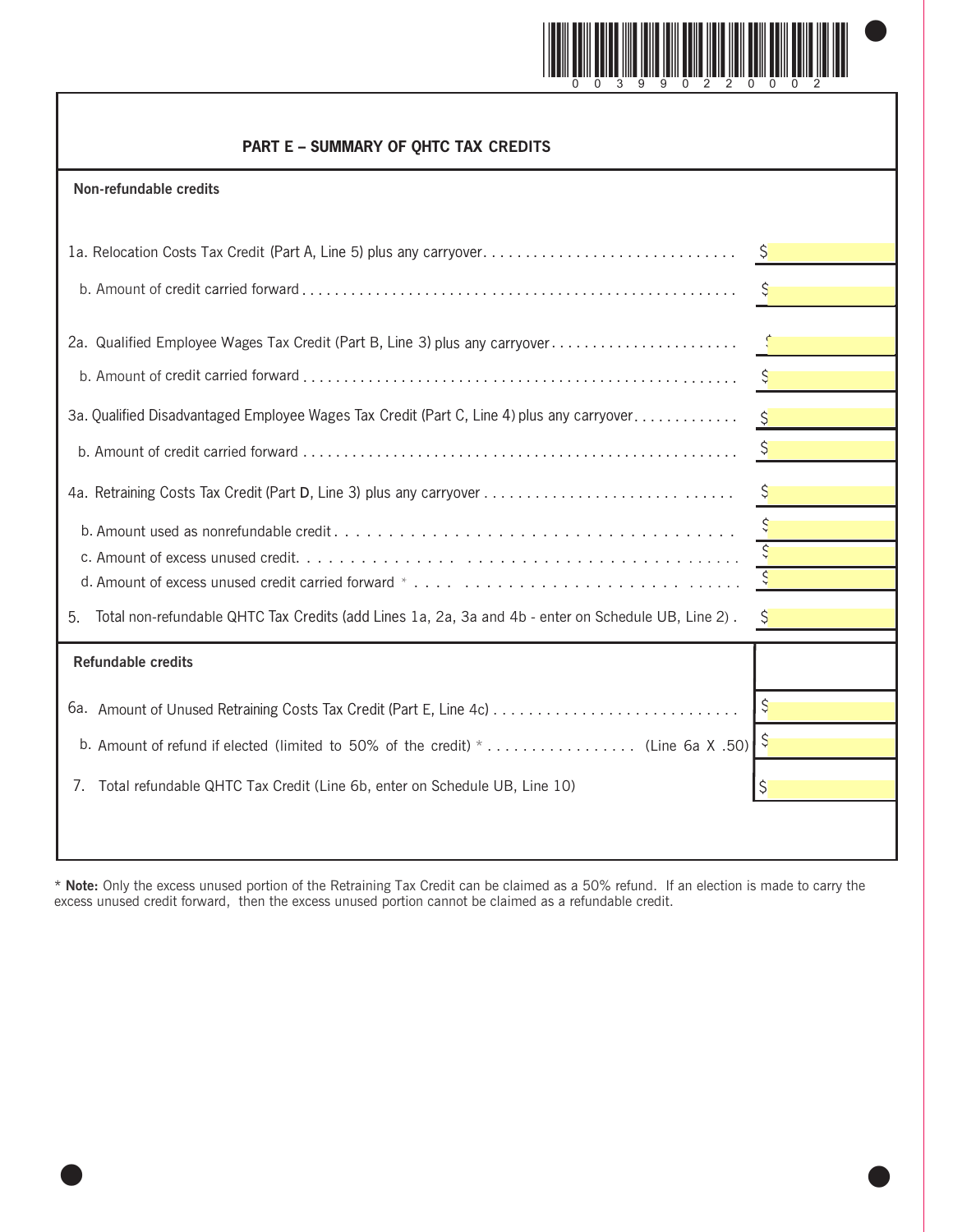## PART E – SUMMARY OF QHTC TAX CREDITS

**Non-refundable credits**

| | |
|---|---|
| 1a. Relocation Costs Tax Credit (Part A, Line 5) plus any carryover | $ |
| b. Amount of credit carried forward | $ |
| 2a. Qualified Employee Wages Tax Credit (Part B, Line 3) plus any carryover | $ |
| b. Amount of credit carried forward | $ |
| 3a. Qualified Disadvantaged Employee Wages Tax Credit (Part C, Line 4) plus any carryover | $ |
| b. Amount of credit carried forward | $ |
| 4a. Retraining Costs Tax Credit (Part D, Line 3) plus any carryover | $ |
| b. Amount used as nonrefundable credit | $ |
| c. Amount of excess unused credit | $ |
| d. Amount of excess unused credit carried forward * | $ |
| 5. Total non-refundable QHTC Tax Credits (add Lines 1a, 2a, 3a and 4b - enter on Schedule UB, Line 2) | $ |

**Refundable credits**

| | |
|---|---|
| 6a. Amount of Unused Retraining Costs Tax Credit (Part E, Line 4c) | $ |
| b. Amount of refund if elected (limited to 50% of the credit) * (Line 6a X .50) | $ |
| 7. Total refundable QHTC Tax Credit (Line 6b, enter on Schedule UB, Line 10) | $ |

\* **Note:** Only the excess unused portion of the Retraining Tax Credit can be claimed as a 50% refund. If an election is made to carry the excess unused credit forward, then the excess unused portion cannot be claimed as a refundable credit.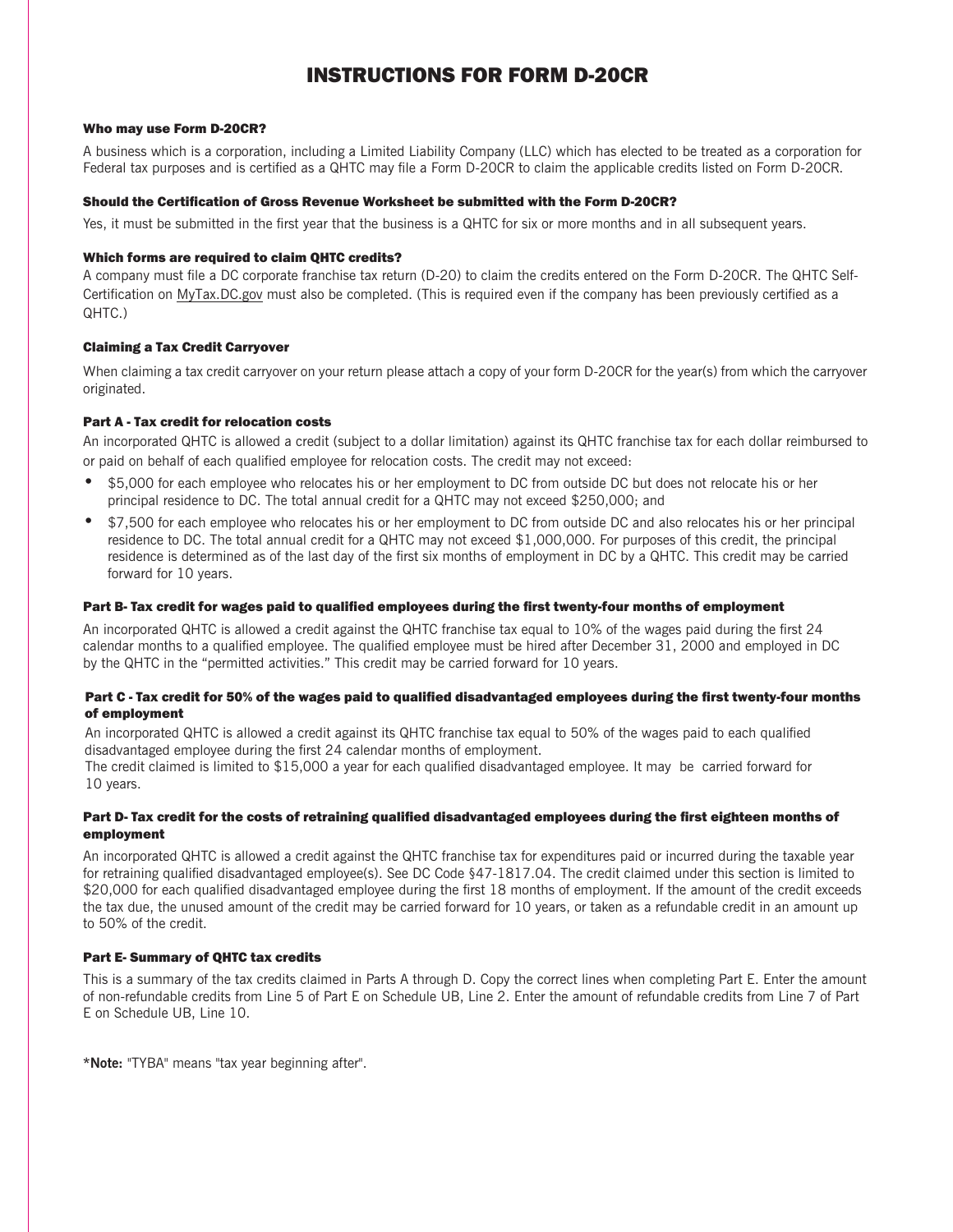# INSTRUCTIONS FOR FORM D-20CR

### Who may use Form D-20CR?

A business which is a corporation, including a Limited Liability Company (LLC) which has elected to be treated as a corporation for Federal tax purposes and is certified as a QHTC may file a Form D-20CR to claim the applicable credits listed on Form D-20CR.

### Should the Certification of Gross Revenue Worksheet be submitted with the Form D-20CR?

Yes, it must be submitted in the first year that the business is a QHTC for six or more months and in all subsequent years.

### Which forms are required to claim QHTC credits?

A company must file a DC corporate franchise tax return (D-20) to claim the credits entered on the Form D-20CR. The QHTC Self-Certification on MyTax.DC.gov must also be completed. (This is required even if the company has been previously certified as a QHTC.)

### Claiming a Tax Credit Carryover

When claiming a tax credit carryover on your return please attach a copy of your form D-20CR for the year(s) from which the carryover originated.

### Part A - Tax credit for relocation costs

An incorporated QHTC is allowed a credit (subject to a dollar limitation) against its QHTC franchise tax for each dollar reimbursed to or paid on behalf of each qualified employee for relocation costs. The credit may not exceed:

- $5,000 for each employee who relocates his or her employment to DC from outside DC but does not relocate his or her principal residence to DC. The total annual credit for a QHTC may not exceed $250,000; and
- $7,500 for each employee who relocates his or her employment to DC from outside DC and also relocates his or her principal residence to DC. The total annual credit for a QHTC may not exceed $1,000,000. For purposes of this credit, the principal residence is determined as of the last day of the first six months of employment in DC by a QHTC. This credit may be carried forward for 10 years.

### Part B- Tax credit for wages paid to qualified employees during the first twenty-four months of employment

An incorporated QHTC is allowed a credit against the QHTC franchise tax equal to 10% of the wages paid during the first 24 calendar months to a qualified employee. The qualified employee must be hired after December 31, 2000 and employed in DC by the QHTC in the "permitted activities." This credit may be carried forward for 10 years.

### Part C - Tax credit for 50% of the wages paid to qualified disadvantaged employees during the first twenty-four months of employment

An incorporated QHTC is allowed a credit against its QHTC franchise tax equal to 50% of the wages paid to each qualified disadvantaged employee during the first 24 calendar months of employment.
The credit claimed is limited to $15,000 a year for each qualified disadvantaged employee. It may be carried forward for 10 years.

### Part D- Tax credit for the costs of retraining qualified disadvantaged employees during the first eighteen months of employment

An incorporated QHTC is allowed a credit against the QHTC franchise tax for expenditures paid or incurred during the taxable year for retraining qualified disadvantaged employee(s). See DC Code §47-1817.04. The credit claimed under this section is limited to $20,000 for each qualified disadvantaged employee during the first 18 months of employment. If the amount of the credit exceeds the tax due, the unused amount of the credit may be carried forward for 10 years, or taken as a refundable credit in an amount up to 50% of the credit.

### Part E- Summary of QHTC tax credits

This is a summary of the tax credits claimed in Parts A through D. Copy the correct lines when completing Part E. Enter the amount of non-refundable credits from Line 5 of Part E on Schedule UB, Line 2. Enter the amount of refundable credits from Line 7 of Part E on Schedule UB, Line 10.

***Note:** "TYBA" means "tax year beginning after".